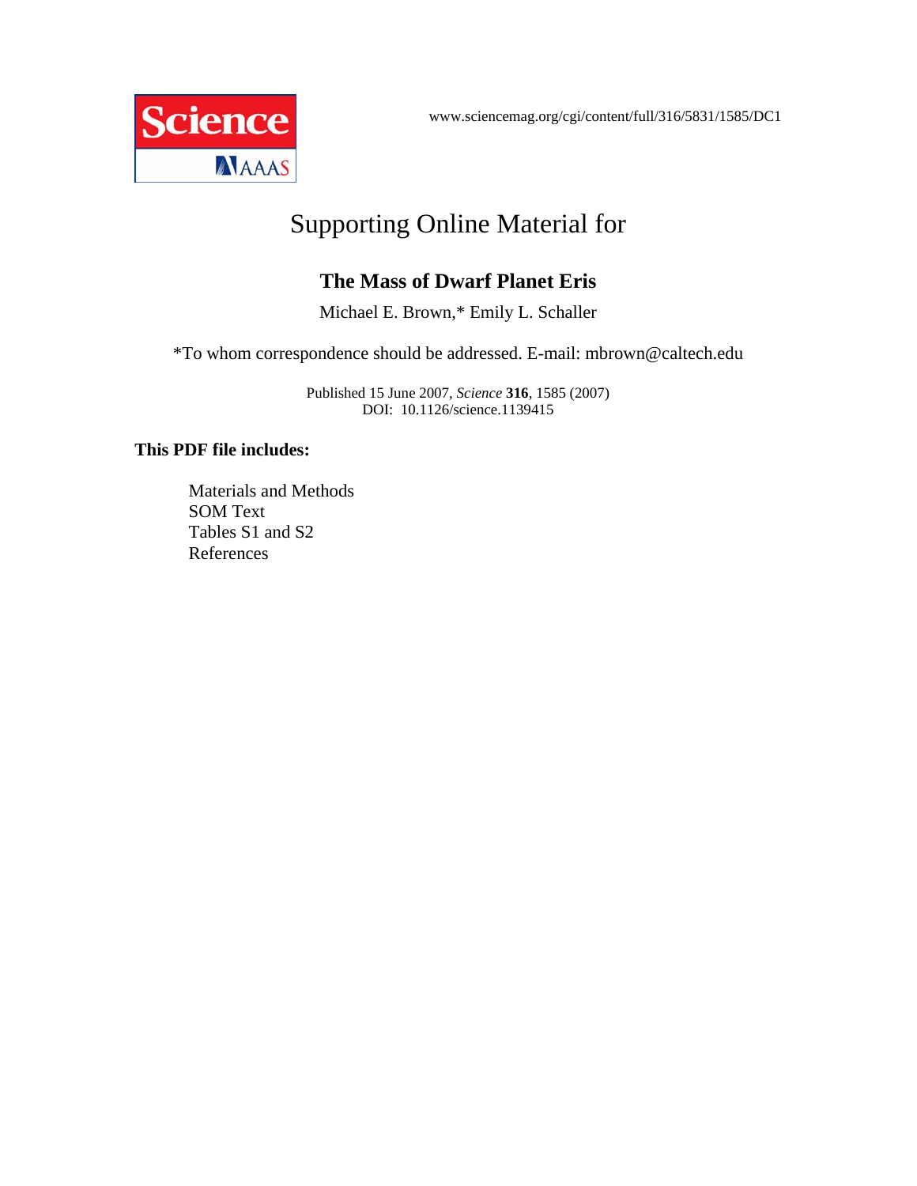www.sciencemag.org/cgi/content/full/316/5831/1585/DC1

# Supporting Online Material for

## The Mass of Dwarf Planet Eris

Michael E. Brown,* Emily L. Schaller

*To whom correspondence should be addressed. E-mail: mbrown@caltech.edu

Published 15 June 2007, *Science* **316**, 1585 (2007)
DOI: 10.1126/science.1139415

**This PDF file includes:**

- Materials and Methods
- SOM Text
- Tables S1 and S2
- References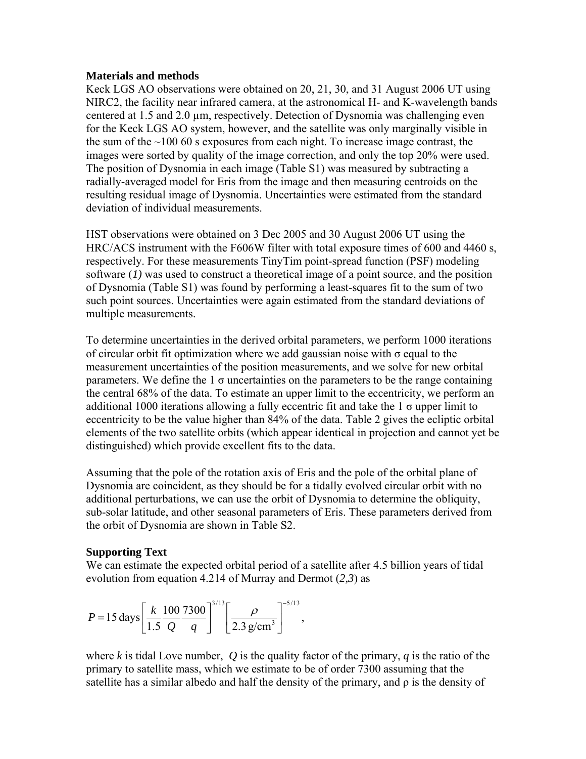**Materials and methods**

Keck LGS AO observations were obtained on 20, 21, 30, and 31 August 2006 UT using NIRC2, the facility near infrared camera, at the astronomical H- and K-wavelength bands centered at 1.5 and 2.0 µm, respectively. Detection of Dysnomia was challenging even for the Keck LGS AO system, however, and the satellite was only marginally visible in the sum of the ~100 60 s exposures from each night. To increase image contrast, the images were sorted by quality of the image correction, and only the top 20% were used. The position of Dysnomia in each image (Table S1) was measured by subtracting a radially-averaged model for Eris from the image and then measuring centroids on the resulting residual image of Dysnomia. Uncertainties were estimated from the standard deviation of individual measurements.

HST observations were obtained on 3 Dec 2005 and 30 August 2006 UT using the HRC/ACS instrument with the F606W filter with total exposure times of 600 and 4460 s, respectively. For these measurements TinyTim point-spread function (PSF) modeling software (*1)* was used to construct a theoretical image of a point source, and the position of Dysnomia (Table S1) was found by performing a least-squares fit to the sum of two such point sources. Uncertainties were again estimated from the standard deviations of multiple measurements.

To determine uncertainties in the derived orbital parameters, we perform 1000 iterations of circular orbit fit optimization where we add gaussian noise with $\sigma$ equal to the measurement uncertainties of the position measurements, and we solve for new orbital parameters. We define the 1 $\sigma$ uncertainties on the parameters to be the range containing the central 68% of the data. To estimate an upper limit to the eccentricity, we perform an additional 1000 iterations allowing a fully eccentric fit and take the 1 $\sigma$ upper limit to eccentricity to be the value higher than 84% of the data. Table 2 gives the ecliptic orbital elements of the two satellite orbits (which appear identical in projection and cannot yet be distinguished) which provide excellent fits to the data.

Assuming that the pole of the rotation axis of Eris and the pole of the orbital plane of Dysnomia are coincident, as they should be for a tidally evolved circular orbit with no additional perturbations, we can use the orbit of Dysnomia to determine the obliquity, sub-solar latitude, and other seasonal parameters of Eris. These parameters derived from the orbit of Dysnomia are shown in Table S2.

**Supporting Text**

We can estimate the expected orbital period of a satellite after 4.5 billion years of tidal evolution from equation 4.214 of Murray and Dermot (*2,3*) as

$$P = 15\,\text{days}\left[\frac{k}{1.5}\frac{100}{Q}\frac{7300}{q}\right]^{3/13}\left[\frac{\rho}{2.3\,\text{g/cm}^3}\right]^{-5/13},$$

where $k$ is tidal Love number, $Q$ is the quality factor of the primary, $q$ is the ratio of the primary to satellite mass, which we estimate to be of order 7300 assuming that the satellite has a similar albedo and half the density of the primary, and $\rho$ is the density of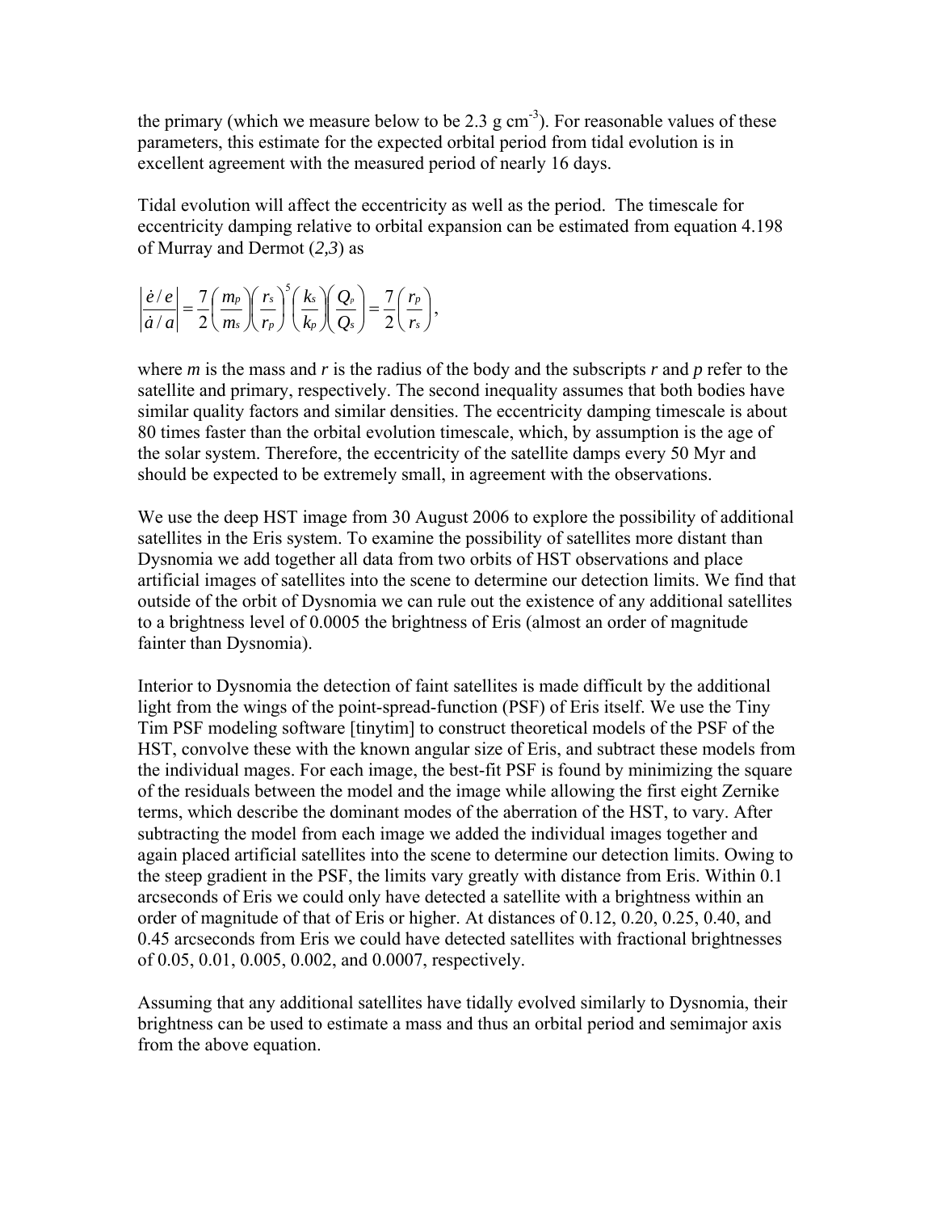the primary (which we measure below to be 2.3 g cm$^{-3}$). For reasonable values of these parameters, this estimate for the expected orbital period from tidal evolution is in excellent agreement with the measured period of nearly 16 days.

Tidal evolution will affect the eccentricity as well as the period. The timescale for eccentricity damping relative to orbital expansion can be estimated from equation 4.198 of Murray and Dermot (*2,3*) as

$$\left|\frac{\dot{e}/e}{\dot{a}/a}\right| = \frac{7}{2}\left(\frac{m_P}{m_S}\right)\left(\frac{r_S}{r_P}\right)^5\left(\frac{k_S}{k_P}\right)\left(\frac{Q_P}{Q_S}\right) = \frac{7}{2}\left(\frac{r_P}{r_S}\right),$$

where *m* is the mass and *r* is the radius of the body and the subscripts *r* and *p* refer to the satellite and primary, respectively. The second inequality assumes that both bodies have similar quality factors and similar densities. The eccentricity damping timescale is about 80 times faster than the orbital evolution timescale, which, by assumption is the age of the solar system. Therefore, the eccentricity of the satellite damps every 50 Myr and should be expected to be extremely small, in agreement with the observations.

We use the deep HST image from 30 August 2006 to explore the possibility of additional satellites in the Eris system. To examine the possibility of satellites more distant than Dysnomia we add together all data from two orbits of HST observations and place artificial images of satellites into the scene to determine our detection limits. We find that outside of the orbit of Dysnomia we can rule out the existence of any additional satellites to a brightness level of 0.0005 the brightness of Eris (almost an order of magnitude fainter than Dysnomia).

Interior to Dysnomia the detection of faint satellites is made difficult by the additional light from the wings of the point-spread-function (PSF) of Eris itself. We use the Tiny Tim PSF modeling software [tinytim] to construct theoretical models of the PSF of the HST, convolve these with the known angular size of Eris, and subtract these models from the individual mages. For each image, the best-fit PSF is found by minimizing the square of the residuals between the model and the image while allowing the first eight Zernike terms, which describe the dominant modes of the aberration of the HST, to vary. After subtracting the model from each image we added the individual images together and again placed artificial satellites into the scene to determine our detection limits. Owing to the steep gradient in the PSF, the limits vary greatly with distance from Eris. Within 0.1 arcseconds of Eris we could only have detected a satellite with a brightness within an order of magnitude of that of Eris or higher. At distances of 0.12, 0.20, 0.25, 0.40, and 0.45 arcseconds from Eris we could have detected satellites with fractional brightnesses of 0.05, 0.01, 0.005, 0.002, and 0.0007, respectively.

Assuming that any additional satellites have tidally evolved similarly to Dysnomia, their brightness can be used to estimate a mass and thus an orbital period and semimajor axis from the above equation.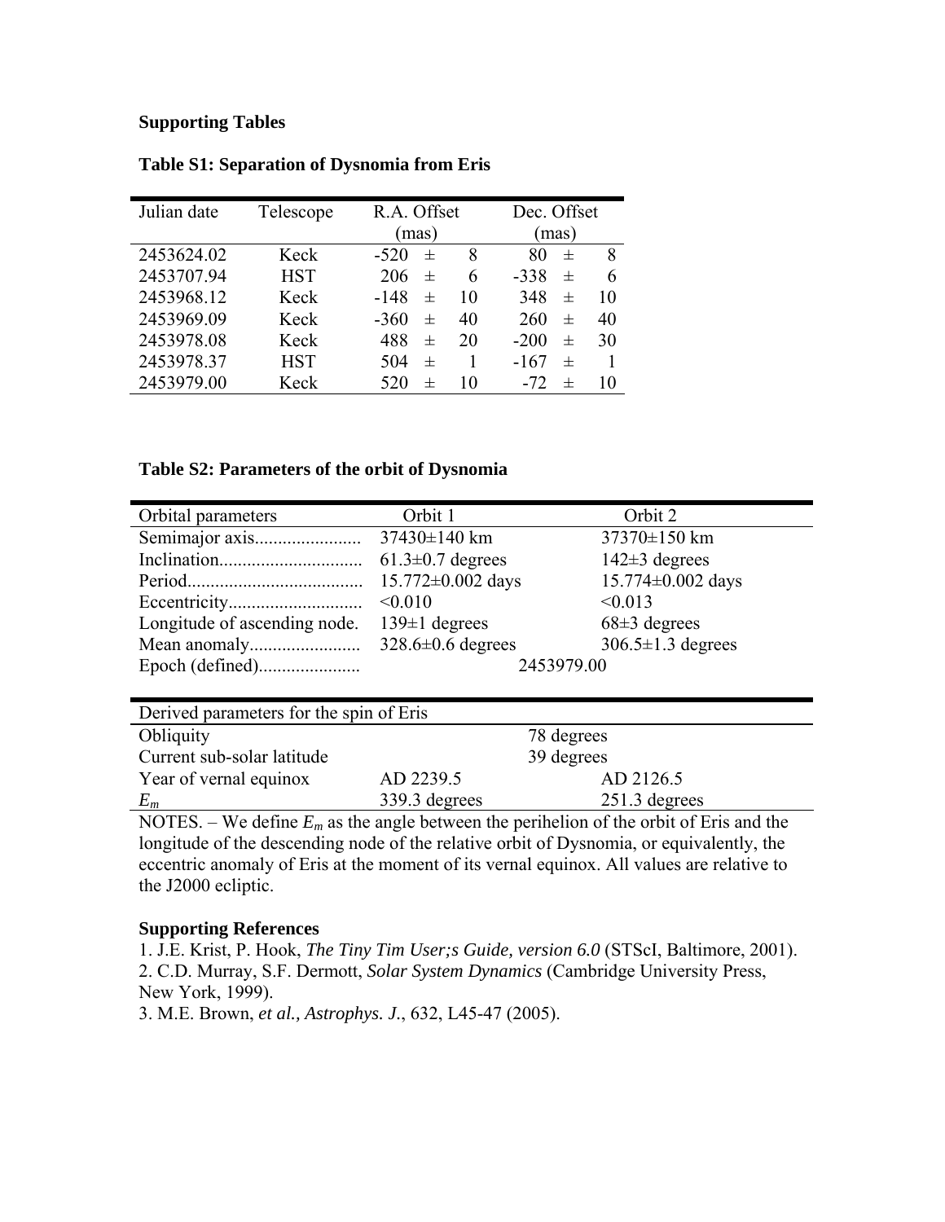## Supporting Tables

**Table S1: Separation of Dysnomia from Eris**

| Julian date | Telescope | R.A. Offset (mas) | Dec. Offset (mas) |
|---|---|---|---|
| 2453624.02 | Keck | -520 ± 8 | 80 ± 8 |
| 2453707.94 | HST | 206 ± 6 | -338 ± 6 |
| 2453968.12 | Keck | -148 ± 10 | 348 ± 10 |
| 2453969.09 | Keck | -360 ± 40 | 260 ± 40 |
| 2453978.08 | Keck | 488 ± 20 | -200 ± 30 |
| 2453978.37 | HST | 504 ± 1 | -167 ± 1 |
| 2453979.00 | Keck | 520 ± 10 | -72 ± 10 |

**Table S2: Parameters of the orbit of Dysnomia**

| Orbital parameters | Orbit 1 | Orbit 2 |
|---|---|---|
| Semimajor axis....................... | 37430±140 km | 37370±150 km |
| Inclination.............................. | 61.3±0.7 degrees | 142±3 degrees |
| Period..................................... | 15.772±0.002 days | 15.774±0.002 days |
| Eccentricity............................ | <0.010 | <0.013 |
| Longitude of ascending node. | 139±1 degrees | 68±3 degrees |
| Mean anomaly........................ | 328.6±0.6 degrees | 306.5±1.3 degrees |
| Epoch (defined)...................... | 2453979.00 | |

| Derived parameters for the spin of Eris | | |
|---|---|---|
| Obliquity | 78 degrees | |
| Current sub-solar latitude | 39 degrees | |
| Year of vernal equinox | AD 2239.5 | AD 2126.5 |
| $E_m$ | 339.3 degrees | 251.3 degrees |

NOTES. – We define $E_m$ as the angle between the perihelion of the orbit of Eris and the longitude of the descending node of the relative orbit of Dysnomia, or equivalently, the eccentric anomaly of Eris at the moment of its vernal equinox. All values are relative to the J2000 ecliptic.

## Supporting References

1. J.E. Krist, P. Hook, *The Tiny Tim User;s Guide, version 6.0* (STScI, Baltimore, 2001).
2. C.D. Murray, S.F. Dermott, *Solar System Dynamics* (Cambridge University Press, New York, 1999).
3. M.E. Brown, *et al., Astrophys. J.*, 632, L45-47 (2005).